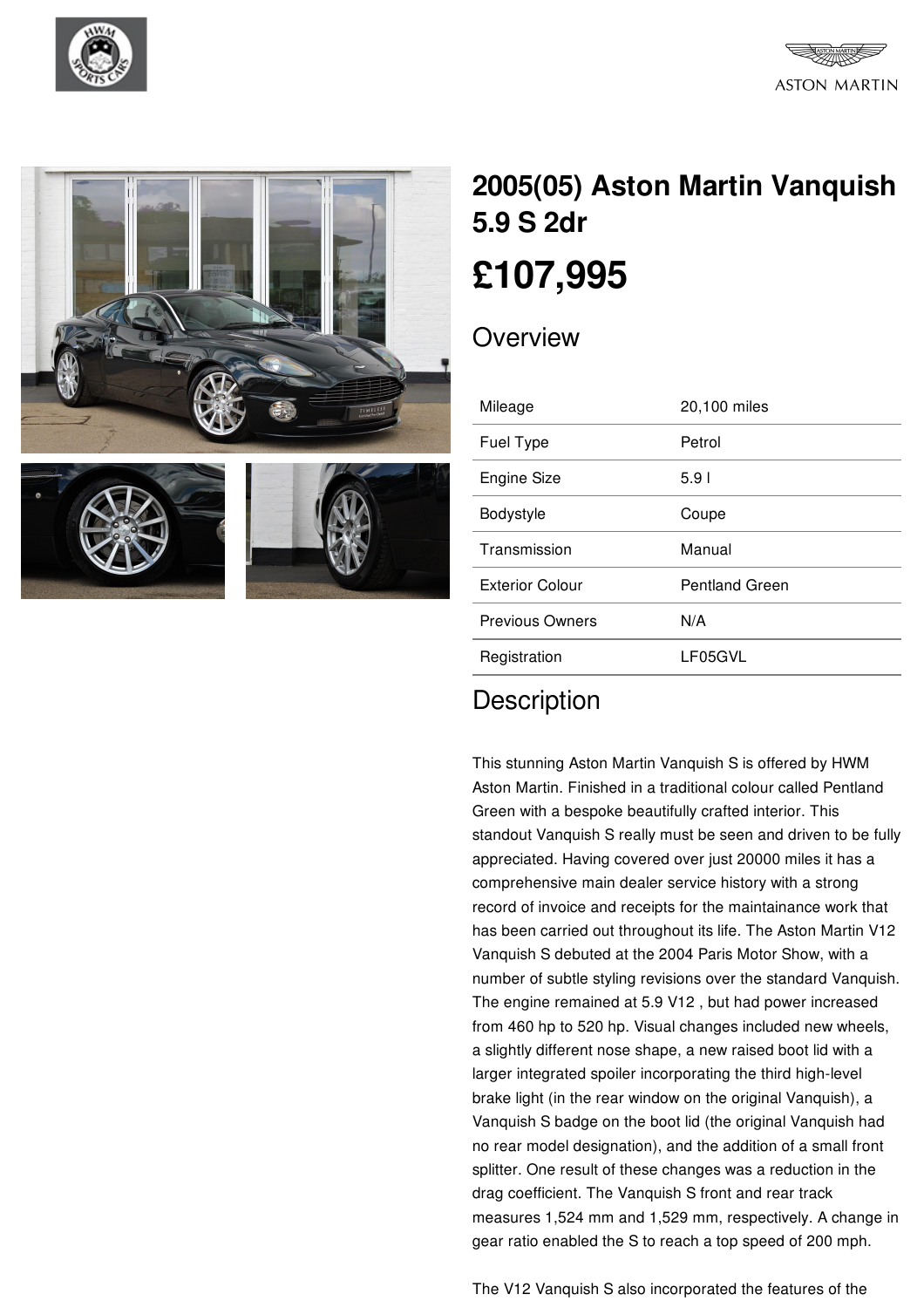# 2005(05) Aston Martin Vanquish 5.9 S 2dr

## £107,995

## Overview

| | |
|---|---|
| Mileage | 20,100 miles |
| Fuel Type | Petrol |
| Engine Size | 5.9 l |
| Bodystyle | Coupe |
| Transmission | Manual |
| Exterior Colour | Pentland Green |
| Previous Owners | N/A |
| Registration | LF05GVL |

## Description

This stunning Aston Martin Vanquish S is offered by HWM Aston Martin. Finished in a traditional colour called Pentland Green with a bespoke beautifully crafted interior. This standout Vanquish S really must be seen and driven to be fully appreciated. Having covered over just 20000 miles it has a comprehensive main dealer service history with a strong record of invoice and receipts for the maintainance work that has been carried out throughout its life. The Aston Martin V12 Vanquish S debuted at the 2004 Paris Motor Show, with a number of subtle styling revisions over the standard Vanquish. The engine remained at 5.9 V12 , but had power increased from 460 hp to 520 hp. Visual changes included new wheels, a slightly different nose shape, a new raised boot lid with a larger integrated spoiler incorporating the third high-level brake light (in the rear window on the original Vanquish), a Vanquish S badge on the boot lid (the original Vanquish had no rear model designation), and the addition of a small front splitter. One result of these changes was a reduction in the drag coefficient. The Vanquish S front and rear track measures 1,524 mm and 1,529 mm, respectively. A change in gear ratio enabled the S to reach a top speed of 200 mph.

The V12 Vanquish S also incorporated the features of the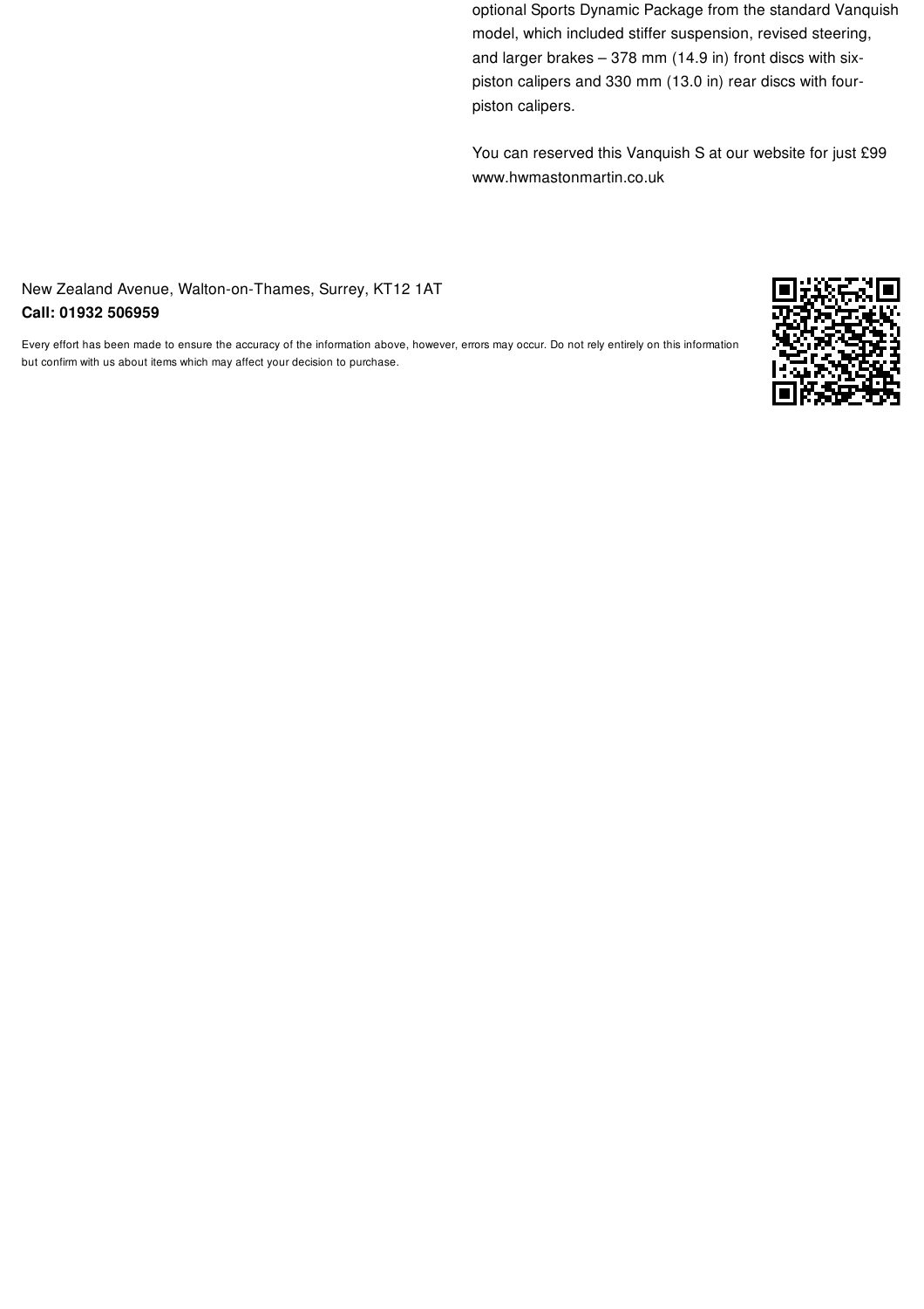optional Sports Dynamic Package from the standard Vanquish model, which included stiffer suspension, revised steering, and larger brakes – 378 mm (14.9 in) front discs with six-piston calipers and 330 mm (13.0 in) rear discs with four-piston calipers.

You can reserved this Vanquish S at our website for just £99 www.hwmastonmartin.co.uk

New Zealand Avenue, Walton-on-Thames, Surrey, KT12 1AT
**Call: 01932 506959**

Every effort has been made to ensure the accuracy of the information above, however, errors may occur. Do not rely entirely on this information but confirm with us about items which may affect your decision to purchase.